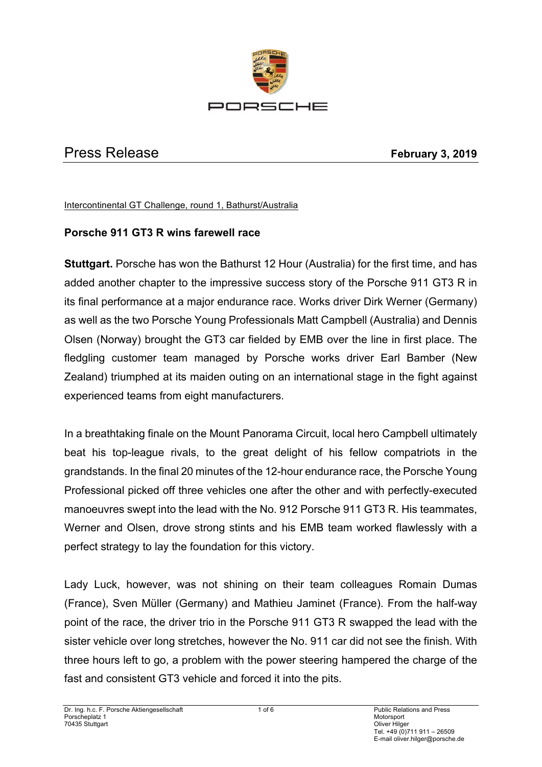# Press Release

**February 3, 2019**

Intercontinental GT Challenge, round 1, Bathurst/Australia

## Porsche 911 GT3 R wins farewell race

**Stuttgart.** Porsche has won the Bathurst 12 Hour (Australia) for the first time, and has added another chapter to the impressive success story of the Porsche 911 GT3 R in its final performance at a major endurance race. Works driver Dirk Werner (Germany) as well as the two Porsche Young Professionals Matt Campbell (Australia) and Dennis Olsen (Norway) brought the GT3 car fielded by EMB over the line in first place. The fledgling customer team managed by Porsche works driver Earl Bamber (New Zealand) triumphed at its maiden outing on an international stage in the fight against experienced teams from eight manufacturers.

In a breathtaking finale on the Mount Panorama Circuit, local hero Campbell ultimately beat his top-league rivals, to the great delight of his fellow compatriots in the grandstands. In the final 20 minutes of the 12-hour endurance race, the Porsche Young Professional picked off three vehicles one after the other and with perfectly-executed manoeuvres swept into the lead with the No. 912 Porsche 911 GT3 R. His teammates, Werner and Olsen, drove strong stints and his EMB team worked flawlessly with a perfect strategy to lay the foundation for this victory.

Lady Luck, however, was not shining on their team colleagues Romain Dumas (France), Sven Müller (Germany) and Mathieu Jaminet (France). From the half-way point of the race, the driver trio in the Porsche 911 GT3 R swapped the lead with the sister vehicle over long stretches, however the No. 911 car did not see the finish. With three hours left to go, a problem with the power steering hampered the charge of the fast and consistent GT3 vehicle and forced it into the pits.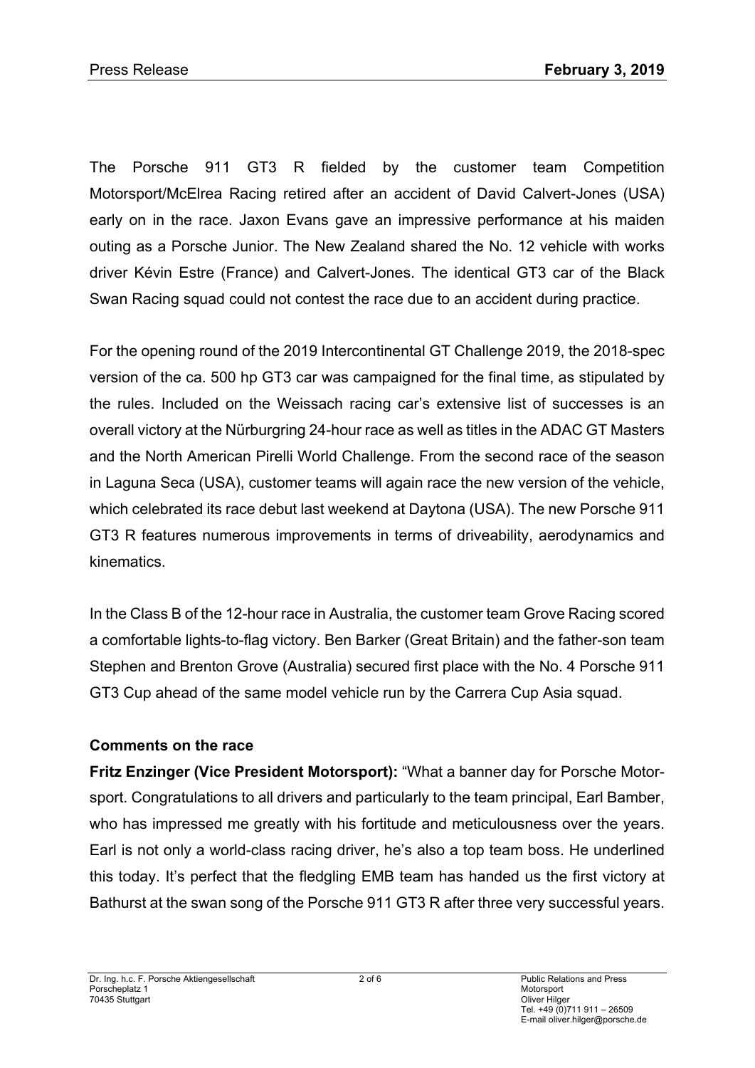The Porsche 911 GT3 R fielded by the customer team Competition Motorsport/McElrea Racing retired after an accident of David Calvert-Jones (USA) early on in the race. Jaxon Evans gave an impressive performance at his maiden outing as a Porsche Junior. The New Zealand shared the No. 12 vehicle with works driver Kévin Estre (France) and Calvert-Jones. The identical GT3 car of the Black Swan Racing squad could not contest the race due to an accident during practice.

For the opening round of the 2019 Intercontinental GT Challenge 2019, the 2018-spec version of the ca. 500 hp GT3 car was campaigned for the final time, as stipulated by the rules. Included on the Weissach racing car's extensive list of successes is an overall victory at the Nürburgring 24-hour race as well as titles in the ADAC GT Masters and the North American Pirelli World Challenge. From the second race of the season in Laguna Seca (USA), customer teams will again race the new version of the vehicle, which celebrated its race debut last weekend at Daytona (USA). The new Porsche 911 GT3 R features numerous improvements in terms of driveability, aerodynamics and kinematics.

In the Class B of the 12-hour race in Australia, the customer team Grove Racing scored a comfortable lights-to-flag victory. Ben Barker (Great Britain) and the father-son team Stephen and Brenton Grove (Australia) secured first place with the No. 4 Porsche 911 GT3 Cup ahead of the same model vehicle run by the Carrera Cup Asia squad.

**Comments on the race**

**Fritz Enzinger (Vice President Motorsport):** "What a banner day for Porsche Motorsport. Congratulations to all drivers and particularly to the team principal, Earl Bamber, who has impressed me greatly with his fortitude and meticulousness over the years. Earl is not only a world-class racing driver, he's also a top team boss. He underlined this today. It's perfect that the fledgling EMB team has handed us the first victory at Bathurst at the swan song of the Porsche 911 GT3 R after three very successful years.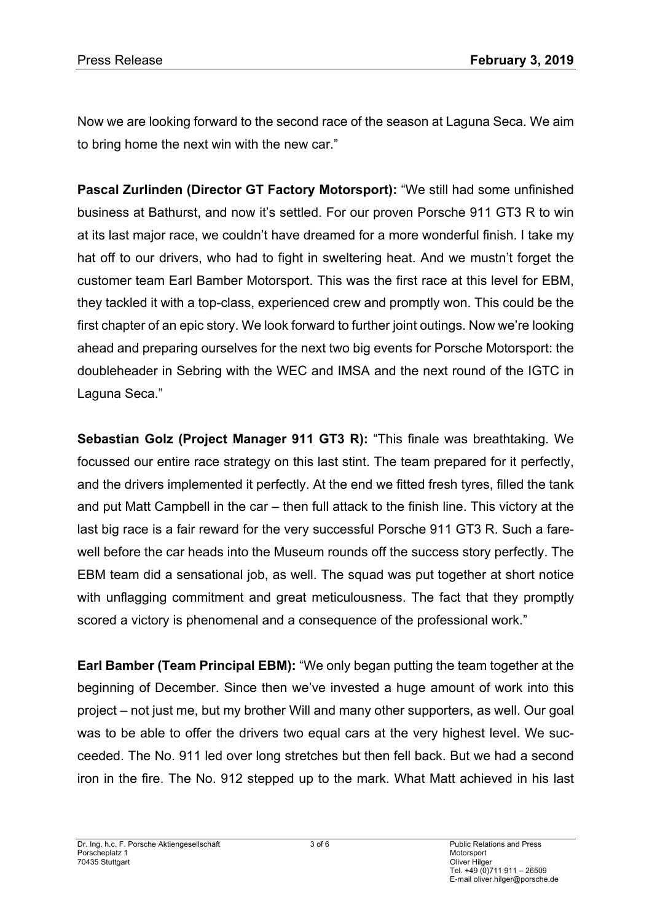Now we are looking forward to the second race of the season at Laguna Seca. We aim to bring home the next win with the new car."

**Pascal Zurlinden (Director GT Factory Motorsport):** "We still had some unfinished business at Bathurst, and now it's settled. For our proven Porsche 911 GT3 R to win at its last major race, we couldn't have dreamed for a more wonderful finish. I take my hat off to our drivers, who had to fight in sweltering heat. And we mustn't forget the customer team Earl Bamber Motorsport. This was the first race at this level for EBM, they tackled it with a top-class, experienced crew and promptly won. This could be the first chapter of an epic story. We look forward to further joint outings. Now we're looking ahead and preparing ourselves for the next two big events for Porsche Motorsport: the doubleheader in Sebring with the WEC and IMSA and the next round of the IGTC in Laguna Seca."

**Sebastian Golz (Project Manager 911 GT3 R):** "This finale was breathtaking. We focussed our entire race strategy on this last stint. The team prepared for it perfectly, and the drivers implemented it perfectly. At the end we fitted fresh tyres, filled the tank and put Matt Campbell in the car – then full attack to the finish line. This victory at the last big race is a fair reward for the very successful Porsche 911 GT3 R. Such a farewell before the car heads into the Museum rounds off the success story perfectly. The EBM team did a sensational job, as well. The squad was put together at short notice with unflagging commitment and great meticulousness. The fact that they promptly scored a victory is phenomenal and a consequence of the professional work."

**Earl Bamber (Team Principal EBM):** "We only began putting the team together at the beginning of December. Since then we've invested a huge amount of work into this project – not just me, but my brother Will and many other supporters, as well. Our goal was to be able to offer the drivers two equal cars at the very highest level. We succeeded. The No. 911 led over long stretches but then fell back. But we had a second iron in the fire. The No. 912 stepped up to the mark. What Matt achieved in his last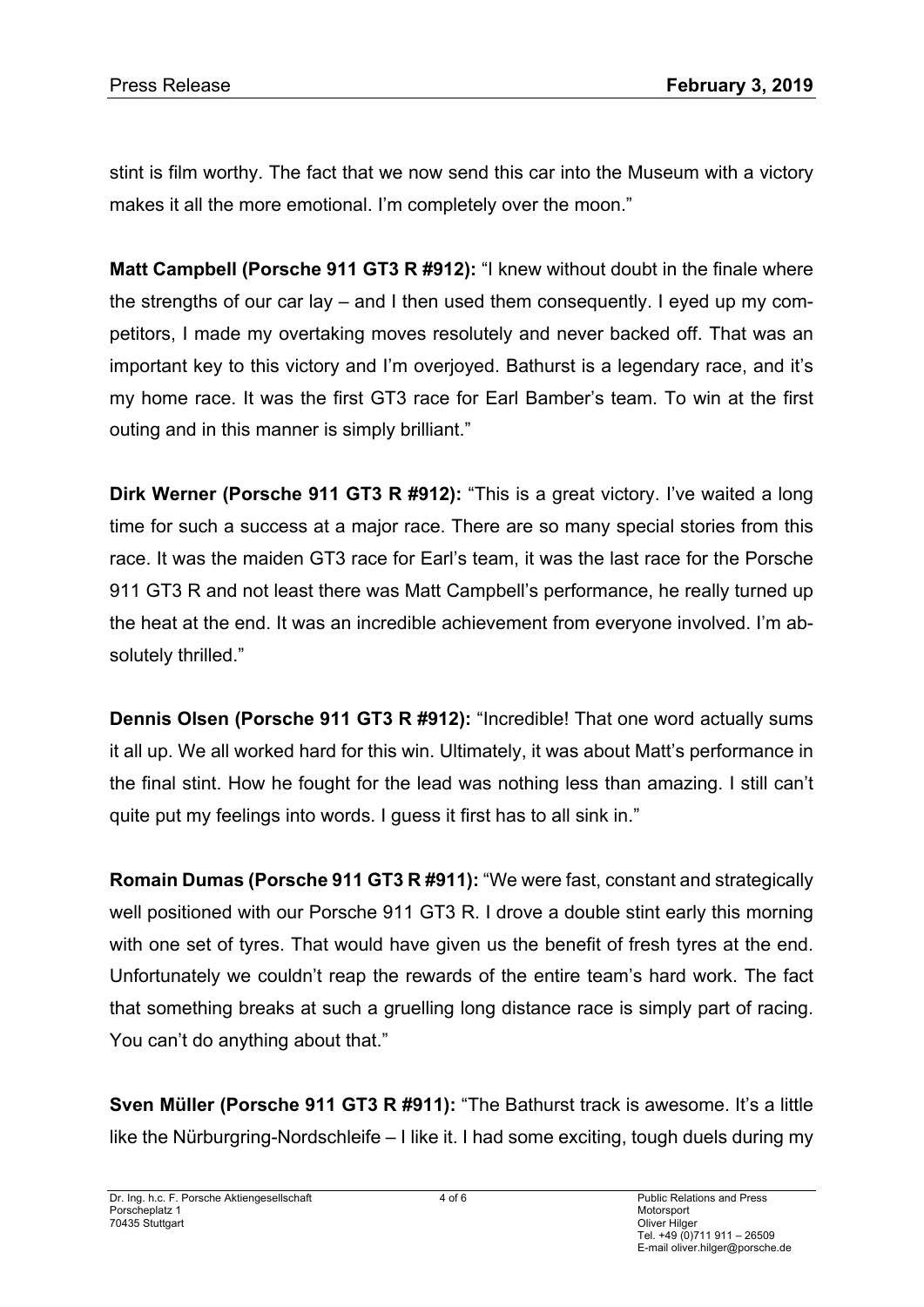stint is film worthy. The fact that we now send this car into the Museum with a victory makes it all the more emotional. I'm completely over the moon."

**Matt Campbell (Porsche 911 GT3 R #912):** "I knew without doubt in the finale where the strengths of our car lay – and I then used them consequently. I eyed up my competitors, I made my overtaking moves resolutely and never backed off. That was an important key to this victory and I'm overjoyed. Bathurst is a legendary race, and it's my home race. It was the first GT3 race for Earl Bamber's team. To win at the first outing and in this manner is simply brilliant."

**Dirk Werner (Porsche 911 GT3 R #912):** "This is a great victory. I've waited a long time for such a success at a major race. There are so many special stories from this race. It was the maiden GT3 race for Earl's team, it was the last race for the Porsche 911 GT3 R and not least there was Matt Campbell's performance, he really turned up the heat at the end. It was an incredible achievement from everyone involved. I'm absolutely thrilled."

**Dennis Olsen (Porsche 911 GT3 R #912):** "Incredible! That one word actually sums it all up. We all worked hard for this win. Ultimately, it was about Matt's performance in the final stint. How he fought for the lead was nothing less than amazing. I still can't quite put my feelings into words. I guess it first has to all sink in."

**Romain Dumas (Porsche 911 GT3 R #911):** "We were fast, constant and strategically well positioned with our Porsche 911 GT3 R. I drove a double stint early this morning with one set of tyres. That would have given us the benefit of fresh tyres at the end. Unfortunately we couldn't reap the rewards of the entire team's hard work. The fact that something breaks at such a gruelling long distance race is simply part of racing. You can't do anything about that."

**Sven Müller (Porsche 911 GT3 R #911):** "The Bathurst track is awesome. It's a little like the Nürburgring-Nordschleife – I like it. I had some exciting, tough duels during my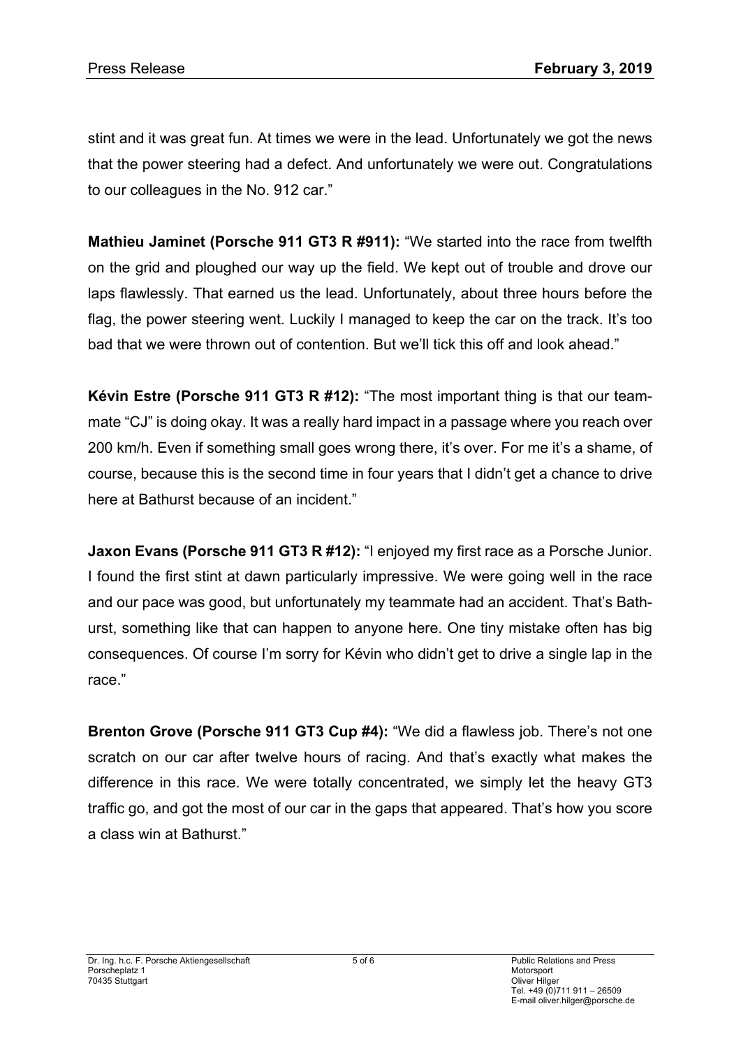stint and it was great fun. At times we were in the lead. Unfortunately we got the news that the power steering had a defect. And unfortunately we were out. Congratulations to our colleagues in the No. 912 car."

**Mathieu Jaminet (Porsche 911 GT3 R #911):** "We started into the race from twelfth on the grid and ploughed our way up the field. We kept out of trouble and drove our laps flawlessly. That earned us the lead. Unfortunately, about three hours before the flag, the power steering went. Luckily I managed to keep the car on the track. It's too bad that we were thrown out of contention. But we'll tick this off and look ahead."

**Kévin Estre (Porsche 911 GT3 R #12):** "The most important thing is that our teammate "CJ" is doing okay. It was a really hard impact in a passage where you reach over 200 km/h. Even if something small goes wrong there, it's over. For me it's a shame, of course, because this is the second time in four years that I didn't get a chance to drive here at Bathurst because of an incident."

**Jaxon Evans (Porsche 911 GT3 R #12):** "I enjoyed my first race as a Porsche Junior. I found the first stint at dawn particularly impressive. We were going well in the race and our pace was good, but unfortunately my teammate had an accident. That's Bathurst, something like that can happen to anyone here. One tiny mistake often has big consequences. Of course I'm sorry for Kévin who didn't get to drive a single lap in the race."

**Brenton Grove (Porsche 911 GT3 Cup #4):** "We did a flawless job. There's not one scratch on our car after twelve hours of racing. And that's exactly what makes the difference in this race. We were totally concentrated, we simply let the heavy GT3 traffic go, and got the most of our car in the gaps that appeared. That's how you score a class win at Bathurst."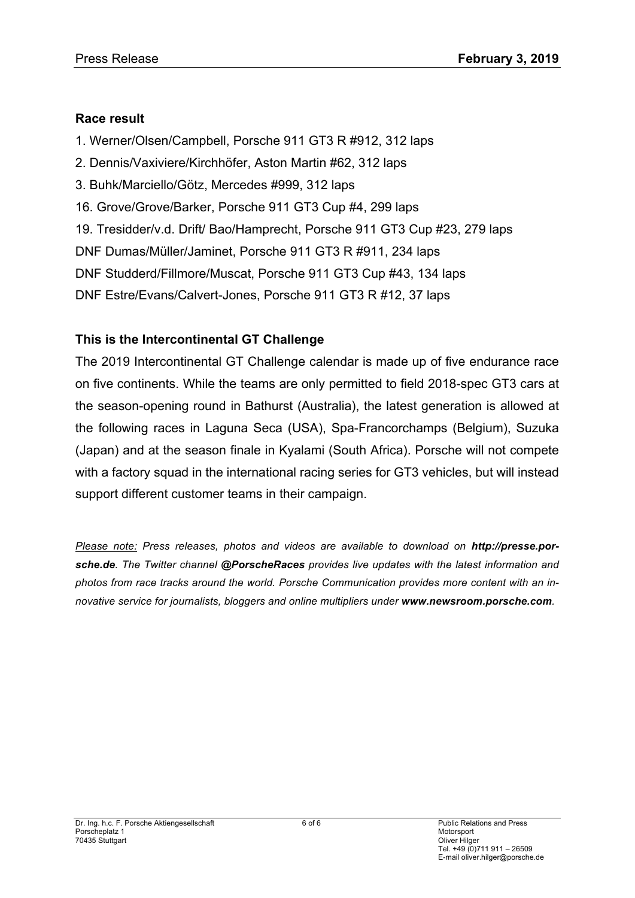## Race result

1. Werner/Olsen/Campbell, Porsche 911 GT3 R #912, 312 laps
2. Dennis/Vaxiviere/Kirchhöfer, Aston Martin #62, 312 laps
3. Buhk/Marciello/Götz, Mercedes #999, 312 laps

16. Grove/Grove/Barker, Porsche 911 GT3 Cup #4, 299 laps

19. Tresidder/v.d. Drift/ Bao/Hamprecht, Porsche 911 GT3 Cup #23, 279 laps

DNF Dumas/Müller/Jaminet, Porsche 911 GT3 R #911, 234 laps

DNF Studderd/Fillmore/Muscat, Porsche 911 GT3 Cup #43, 134 laps

DNF Estre/Evans/Calvert-Jones, Porsche 911 GT3 R #12, 37 laps

## This is the Intercontinental GT Challenge

The 2019 Intercontinental GT Challenge calendar is made up of five endurance race on five continents. While the teams are only permitted to field 2018-spec GT3 cars at the season-opening round in Bathurst (Australia), the latest generation is allowed at the following races in Laguna Seca (USA), Spa-Francorchamps (Belgium), Suzuka (Japan) and at the season finale in Kyalami (South Africa). Porsche will not compete with a factory squad in the international racing series for GT3 vehicles, but will instead support different customer teams in their campaign.

*Please note: Press releases, photos and videos are available to download on **http://presse.porsche.de**. The Twitter channel **@PorscheRaces** provides live updates with the latest information and photos from race tracks around the world. Porsche Communication provides more content with an innovative service for journalists, bloggers and online multipliers under **www.newsroom.porsche.com**.*

Dr. Ing. h.c. F. Porsche Aktiengesellschaft
Porscheplatz 1
70435 Stuttgart

Public Relations and Press
Motorsport
Oliver Hilger
Tel. +49 (0)711 911 – 26509
E-mail oliver.hilger@porsche.de